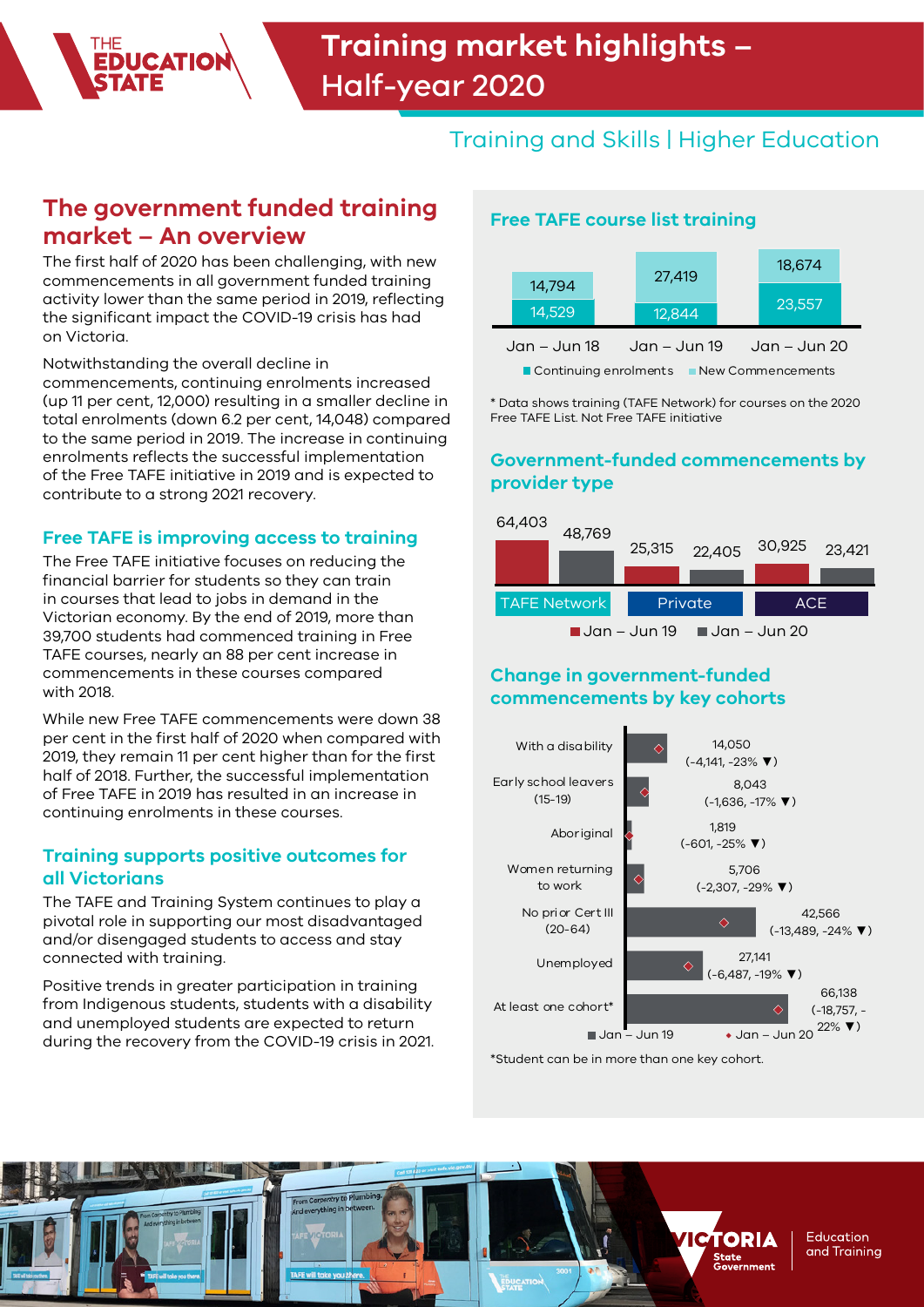# Training market highlights – Half-year 2020

Training and Skills | Higher Education

## The government funded training market – An overview

The first half of 2020 has been challenging, with new commencements in all government funded training activity lower than the same period in 2019, reflecting the significant impact the COVID-19 crisis has had on Victoria.

Notwithstanding the overall decline in commencements, continuing enrolments increased (up 11 per cent, 12,000) resulting in a smaller decline in total enrolments (down 6.2 per cent, 14,048) compared to the same period in 2019. The increase in continuing enrolments reflects the successful implementation of the Free TAFE initiative in 2019 and is expected to contribute to a strong 2021 recovery.

### Free TAFE is improving access to training

The Free TAFE initiative focuses on reducing the financial barrier for students so they can train in courses that lead to jobs in demand in the Victorian economy. By the end of 2019, more than 39,700 students had commenced training in Free TAFE courses, nearly an 88 per cent increase in commencements in these courses compared with 2018.

While new Free TAFE commencements were down 38 per cent in the first half of 2020 when compared with 2019, they remain 11 per cent higher than for the first half of 2018. Further, the successful implementation of Free TAFE in 2019 has resulted in an increase in continuing enrolments in these courses.

### Training supports positive outcomes for all Victorians

The TAFE and Training System continues to play a pivotal role in supporting our most disadvantaged and/or disengaged students to access and stay connected with training.

Positive trends in greater participation in training from Indigenous students, students with a disability and unemployed students are expected to return during the recovery from the COVID-19 crisis in 2021.

### Free TAFE course list training

| | Jan – Jun 18 | Jan – Jun 19 | Jan – Jun 20 |
|---|---|---|---|
| Continuing enrolments | 14,529 | 12,844 | 23,557 |
| New Commencements | 14,794 | 27,419 | 18,674 |

\* Data shows training (TAFE Network) for courses on the 2020 Free TAFE List. Not Free TAFE initiative

### Government-funded commencements by provider type

| | TAFE Network | Private | ACE |
|---|---|---|---|
| Jan – Jun 19 | 64,403 | 25,315 | 30,925 |
| Jan – Jun 20 | 48,769 | 22,405 | 23,421 |

### Change in government-funded commencements by key cohorts

| Cohort | Jan – Jun 20 | Change from Jan – Jun 19 |
|---|---|---|
| With a disability | 14,050 | (-4,141, -23% ▼) |
| Early school leavers (15-19) | 8,043 | (-1,636, -17% ▼) |
| Aboriginal | 1,819 | (-601, -25% ▼) |
| Women returning to work | 5,706 | (-2,307, -29% ▼) |
| No prior Cert III (20-64) | 42,566 | (-13,489, -24% ▼) |
| Unemployed | 27,141 | (-6,487, -19% ▼) |
| At least one cohort* | 66,138 | (-18,757, -22% ▼) |

\*Student can be in more than one key cohort.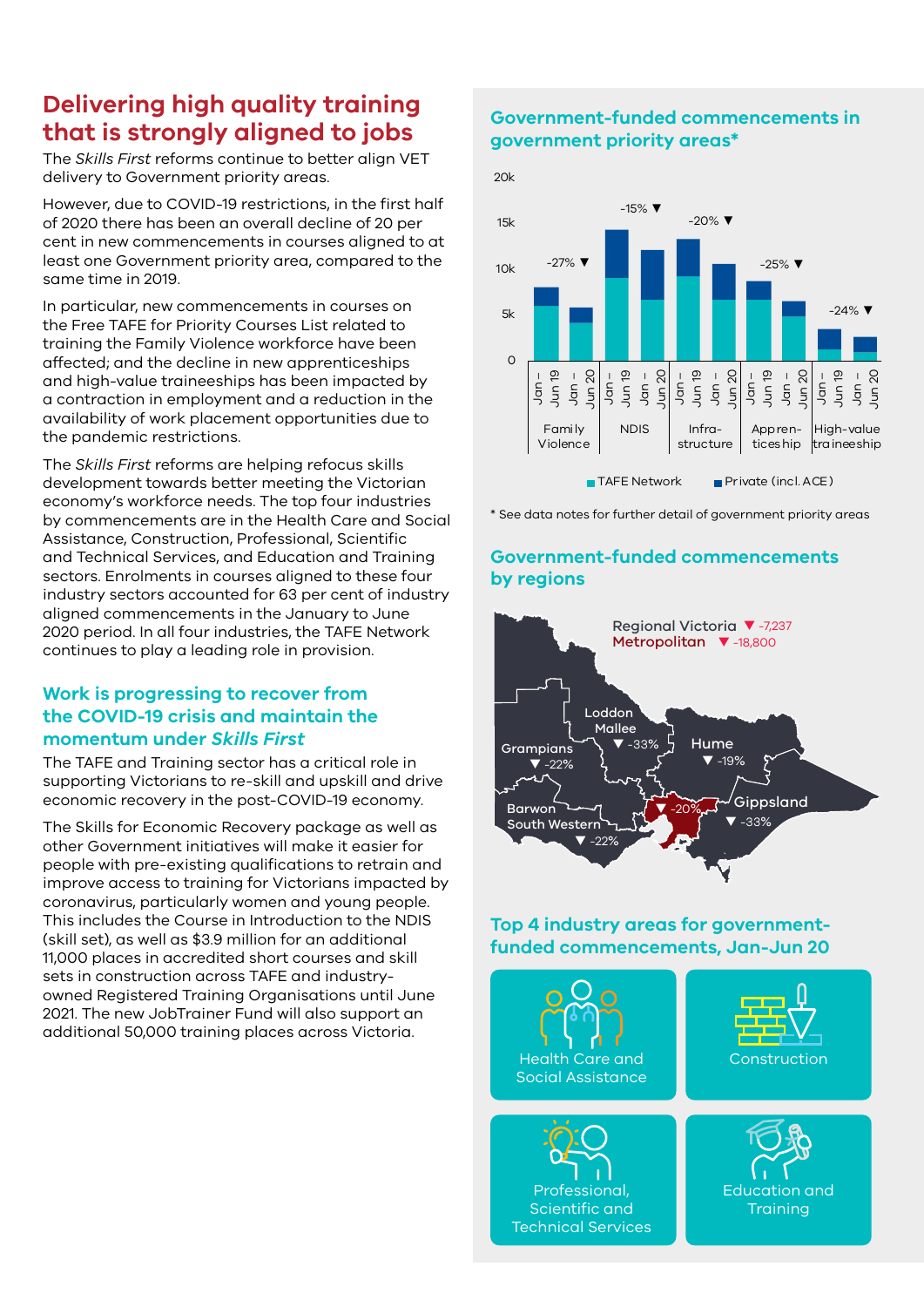## Delivering high quality training that is strongly aligned to jobs

The *Skills First* reforms continue to better align VET delivery to Government priority areas.

However, due to COVID-19 restrictions, in the first half of 2020 there has been an overall decline of 20 per cent in new commencements in courses aligned to at least one Government priority area, compared to the same time in 2019.

In particular, new commencements in courses on the Free TAFE for Priority Courses List related to training the Family Violence workforce have been affected; and the decline in new apprenticeships and high-value traineeships has been impacted by a contraction in employment and a reduction in the availability of work placement opportunities due to the pandemic restrictions.

The *Skills First* reforms are helping refocus skills development towards better meeting the Victorian economy's workforce needs. The top four industries by commencements are in the Health Care and Social Assistance, Construction, Professional, Scientific and Technical Services, and Education and Training sectors. Enrolments in courses aligned to these four industry sectors accounted for 63 per cent of industry aligned commencements in the January to June 2020 period. In all four industries, the TAFE Network continues to play a leading role in provision.

### Work is progressing to recover from the COVID-19 crisis and maintain the momentum under *Skills First*

The TAFE and Training sector has a critical role in supporting Victorians to re-skill and upskill and drive economic recovery in the post-COVID-19 economy.

The Skills for Economic Recovery package as well as other Government initiatives will make it easier for people with pre-existing qualifications to retrain and improve access to training for Victorians impacted by coronavirus, particularly women and young people. This includes the Course in Introduction to the NDIS (skill set), as well as $3.9 million for an additional 11,000 places in accredited short courses and skill sets in construction across TAFE and industry-owned Registered Training Organisations until June 2021. The new JobTrainer Fund will also support an additional 50,000 training places across Victoria.

### Government-funded commencements in government priority areas*

| Priority area | Change (Jan–Jun 19 to Jan–Jun 20) |
|---|---|
| Family Violence | ▼ -27% |
| NDIS | ▼ -15% |
| Infrastructure | ▼ -20% |
| Apprenticeship | ▼ -25% |
| High-value traineeship | ▼ -24% |

Legend: TAFE Network; Private (incl. ACE)

\* See data notes for further detail of government priority areas

### Government-funded commencements by regions

- Regional Victoria ▼ -7,237
- Metropolitan ▼ -18,800
- Loddon Mallee ▼ -33%
- Hume ▼ -19%
- Grampians ▼ -22%
- Barwon South Western ▼ -22%
- Metropolitan ▼ -20%
- Gippsland ▼ -33%

### Top 4 industry areas for government-funded commencements, Jan-Jun 20

- Health Care and Social Assistance
- Construction
- Professional, Scientific and Technical Services
- Education and Training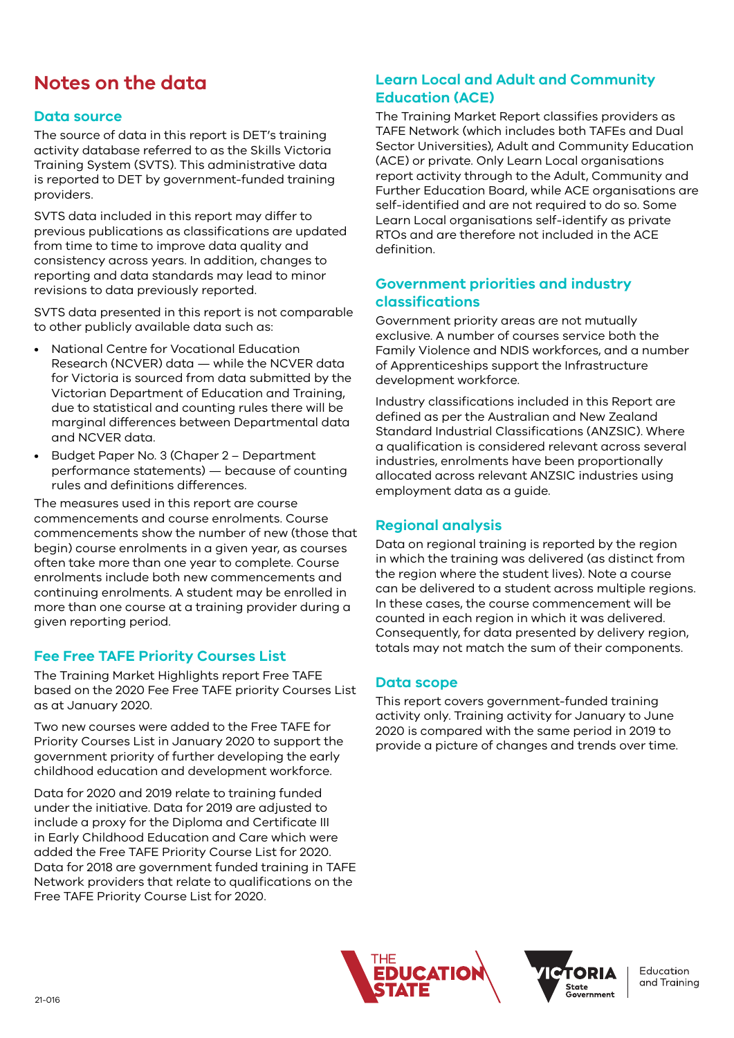# Notes on the data

## Data source

The source of data in this report is DET's training activity database referred to as the Skills Victoria Training System (SVTS). This administrative data is reported to DET by government-funded training providers.

SVTS data included in this report may differ to previous publications as classifications are updated from time to time to improve data quality and consistency across years. In addition, changes to reporting and data standards may lead to minor revisions to data previously reported.

SVTS data presented in this report is not comparable to other publicly available data such as:

- National Centre for Vocational Education Research (NCVER) data — while the NCVER data for Victoria is sourced from data submitted by the Victorian Department of Education and Training, due to statistical and counting rules there will be marginal differences between Departmental data and NCVER data.
- Budget Paper No. 3 (Chaper 2 – Department performance statements) — because of counting rules and definitions differences.

The measures used in this report are course commencements and course enrolments. Course commencements show the number of new (those that begin) course enrolments in a given year, as courses often take more than one year to complete. Course enrolments include both new commencements and continuing enrolments. A student may be enrolled in more than one course at a training provider during a given reporting period.

## Fee Free TAFE Priority Courses List

The Training Market Highlights report Free TAFE based on the 2020 Fee Free TAFE priority Courses List as at January 2020.

Two new courses were added to the Free TAFE for Priority Courses List in January 2020 to support the government priority of further developing the early childhood education and development workforce.

Data for 2020 and 2019 relate to training funded under the initiative. Data for 2019 are adjusted to include a proxy for the Diploma and Certificate III in Early Childhood Education and Care which were added the Free TAFE Priority Course List for 2020. Data for 2018 are government funded training in TAFE Network providers that relate to qualifications on the Free TAFE Priority Course List for 2020.

## Learn Local and Adult and Community Education (ACE)

The Training Market Report classifies providers as TAFE Network (which includes both TAFEs and Dual Sector Universities), Adult and Community Education (ACE) or private. Only Learn Local organisations report activity through to the Adult, Community and Further Education Board, while ACE organisations are self-identified and are not required to do so. Some Learn Local organisations self-identify as private RTOs and are therefore not included in the ACE definition.

## Government priorities and industry classifications

Government priority areas are not mutually exclusive. A number of courses service both the Family Violence and NDIS workforces, and a number of Apprenticeships support the Infrastructure development workforce.

Industry classifications included in this Report are defined as per the Australian and New Zealand Standard Industrial Classifications (ANZSIC). Where a qualification is considered relevant across several industries, enrolments have been proportionally allocated across relevant ANZSIC industries using employment data as a guide.

## Regional analysis

Data on regional training is reported by the region in which the training was delivered (as distinct from the region where the student lives). Note a course can be delivered to a student across multiple regions. In these cases, the course commencement will be counted in each region in which it was delivered. Consequently, for data presented by delivery region, totals may not match the sum of their components.

## Data scope

This report covers government-funded training activity only. Training activity for January to June 2020 is compared with the same period in 2019 to provide a picture of changes and trends over time.

21-016